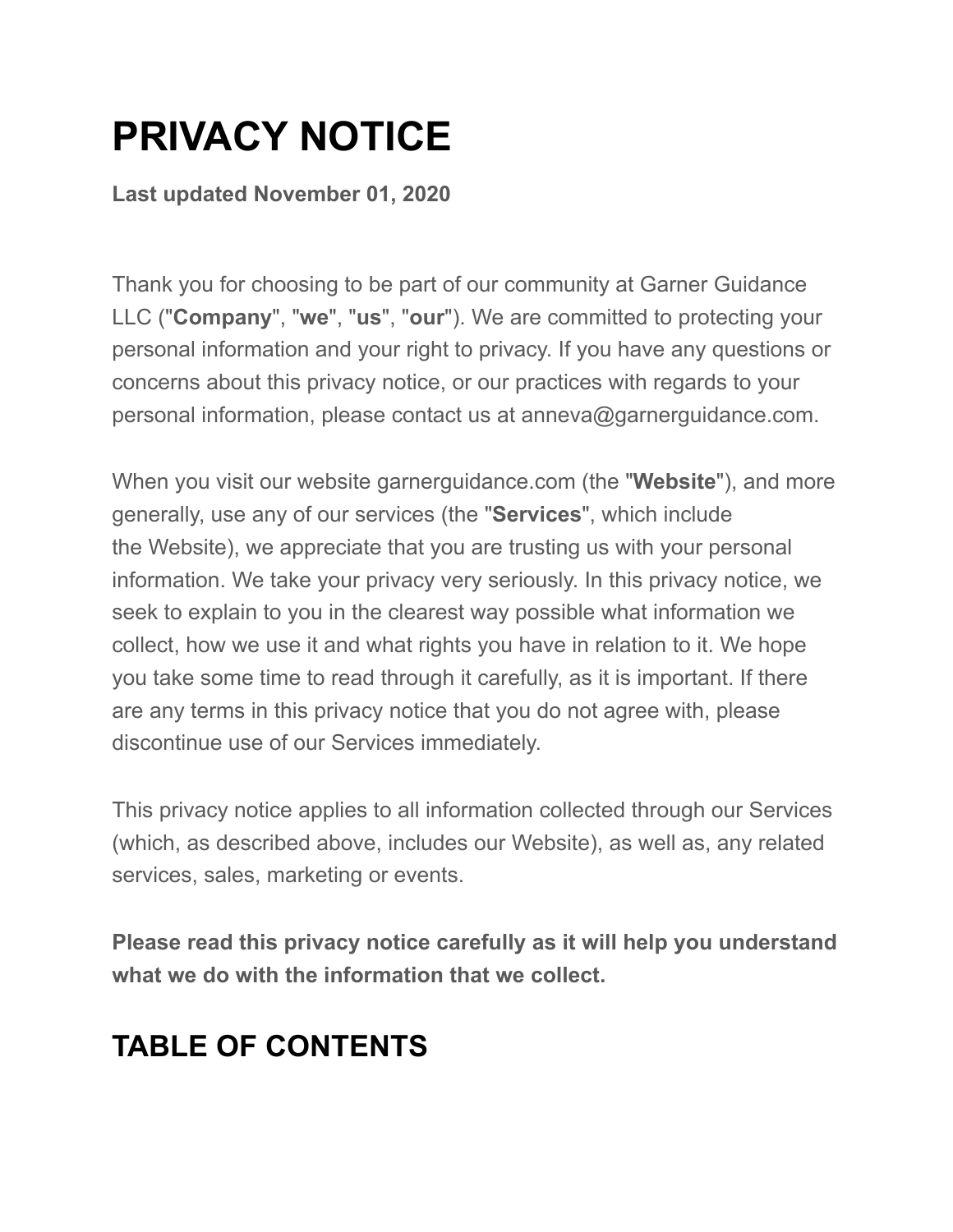# PRIVACY NOTICE

**Last updated November 01, 2020**

Thank you for choosing to be part of our community at Garner Guidance LLC ("**Company**", "**we**", "**us**", "**our**"). We are committed to protecting your personal information and your right to privacy. If you have any questions or concerns about this privacy notice, or our practices with regards to your personal information, please contact us at anneva@garnerguidance.com.

When you visit our website garnerguidance.com (the "**Website**"), and more generally, use any of our services (the "**Services**", which include the Website), we appreciate that you are trusting us with your personal information. We take your privacy very seriously. In this privacy notice, we seek to explain to you in the clearest way possible what information we collect, how we use it and what rights you have in relation to it. We hope you take some time to read through it carefully, as it is important. If there are any terms in this privacy notice that you do not agree with, please discontinue use of our Services immediately.

This privacy notice applies to all information collected through our Services (which, as described above, includes our Website), as well as, any related services, sales, marketing or events.

**Please read this privacy notice carefully as it will help you understand what we do with the information that we collect.**

## TABLE OF CONTENTS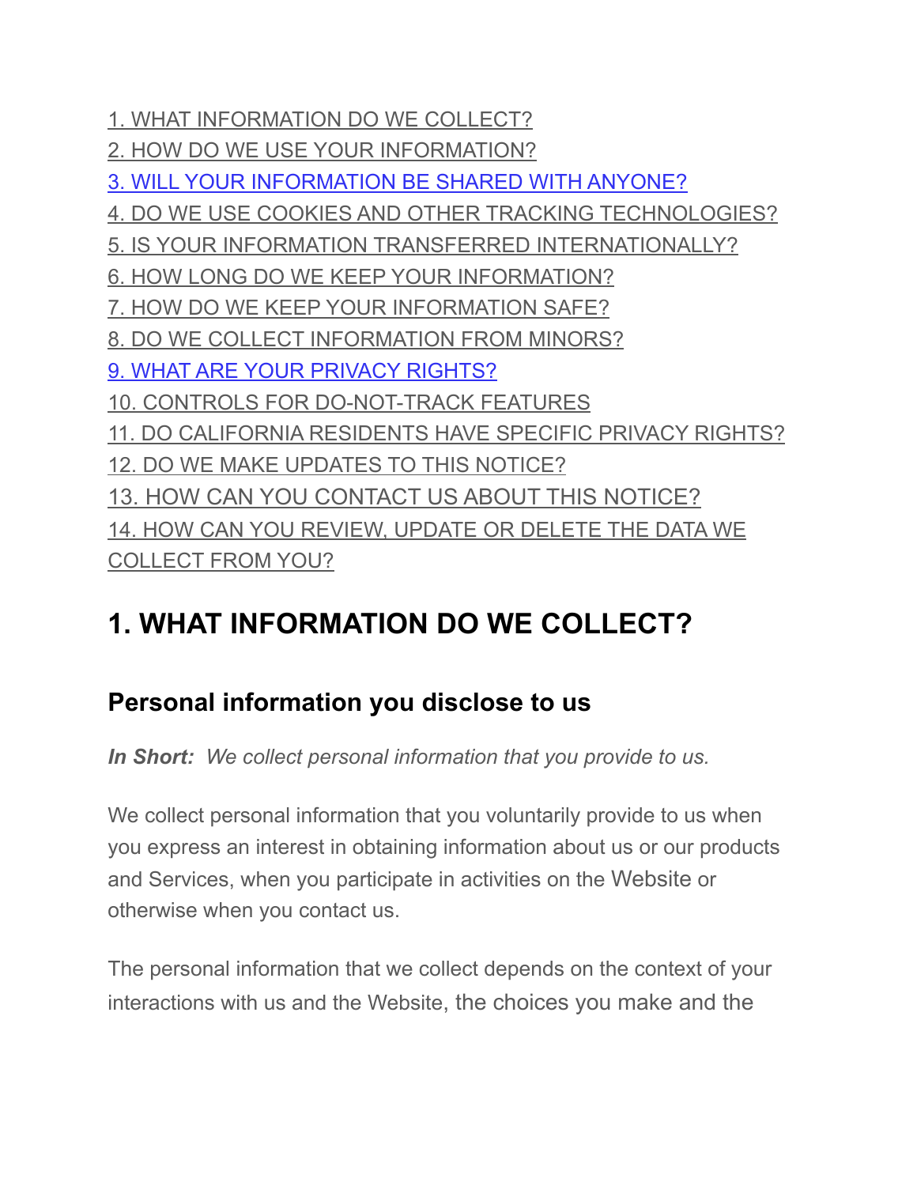1. WHAT INFORMATION DO WE COLLECT?
2. HOW DO WE USE YOUR INFORMATION?
3. WILL YOUR INFORMATION BE SHARED WITH ANYONE?
4. DO WE USE COOKIES AND OTHER TRACKING TECHNOLOGIES?
5. IS YOUR INFORMATION TRANSFERRED INTERNATIONALLY?
6. HOW LONG DO WE KEEP YOUR INFORMATION?
7. HOW DO WE KEEP YOUR INFORMATION SAFE?
8. DO WE COLLECT INFORMATION FROM MINORS?
9. WHAT ARE YOUR PRIVACY RIGHTS?
10. CONTROLS FOR DO-NOT-TRACK FEATURES
11. DO CALIFORNIA RESIDENTS HAVE SPECIFIC PRIVACY RIGHTS?
12. DO WE MAKE UPDATES TO THIS NOTICE?
13. HOW CAN YOU CONTACT US ABOUT THIS NOTICE?
14. HOW CAN YOU REVIEW, UPDATE OR DELETE THE DATA WE COLLECT FROM YOU?

# 1. WHAT INFORMATION DO WE COLLECT?

## Personal information you disclose to us

***In Short:*** *We collect personal information that you provide to us.*

We collect personal information that you voluntarily provide to us when you express an interest in obtaining information about us or our products and Services, when you participate in activities on the Website or otherwise when you contact us.

The personal information that we collect depends on the context of your interactions with us and the Website, the choices you make and the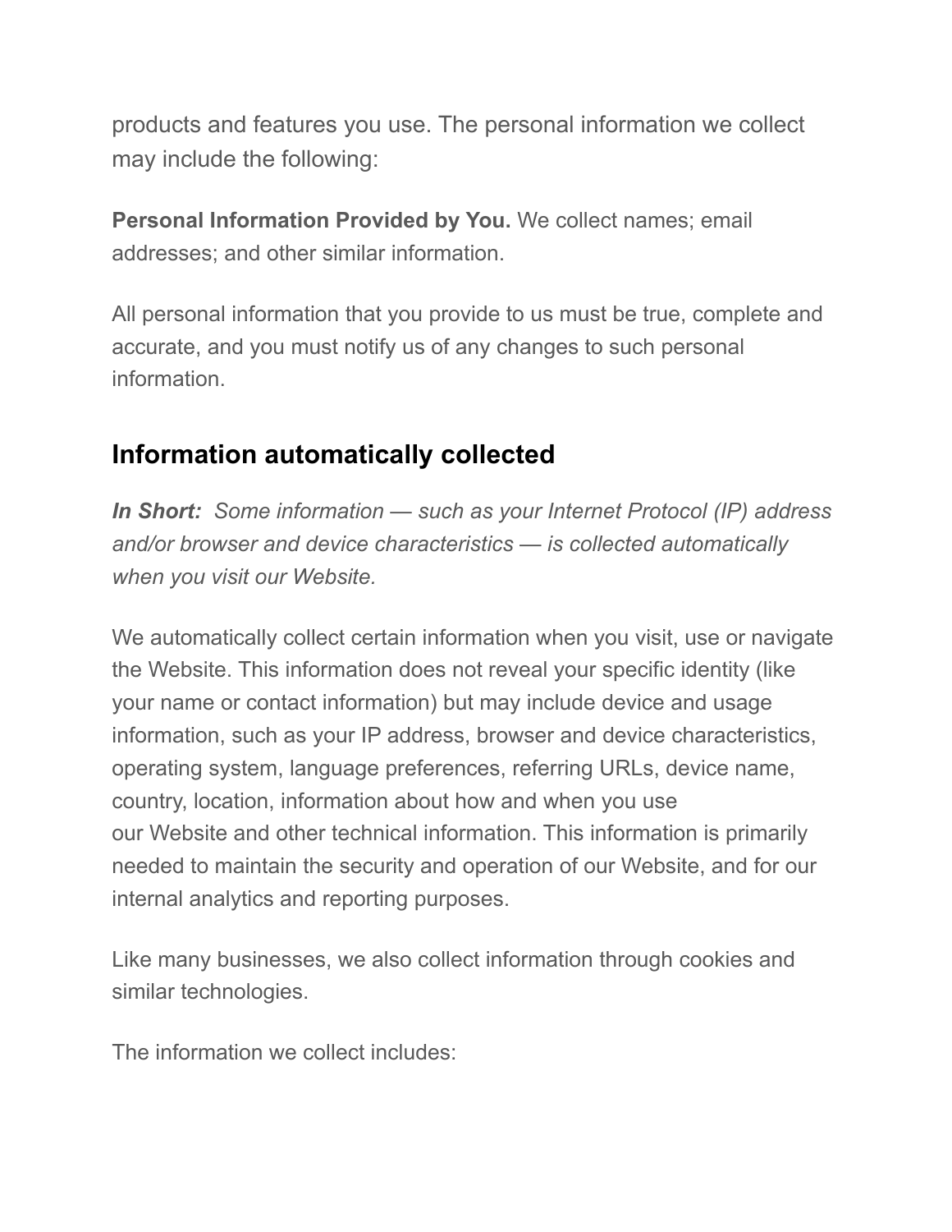products and features you use. The personal information we collect may include the following:

**Personal Information Provided by You.** We collect names; email addresses; and other similar information.

All personal information that you provide to us must be true, complete and accurate, and you must notify us of any changes to such personal information.

## Information automatically collected

***In Short:*** *Some information — such as your Internet Protocol (IP) address and/or browser and device characteristics — is collected automatically when you visit our Website.*

We automatically collect certain information when you visit, use or navigate the Website. This information does not reveal your specific identity (like your name or contact information) but may include device and usage information, such as your IP address, browser and device characteristics, operating system, language preferences, referring URLs, device name, country, location, information about how and when you use our Website and other technical information. This information is primarily needed to maintain the security and operation of our Website, and for our internal analytics and reporting purposes.

Like many businesses, we also collect information through cookies and similar technologies.

The information we collect includes: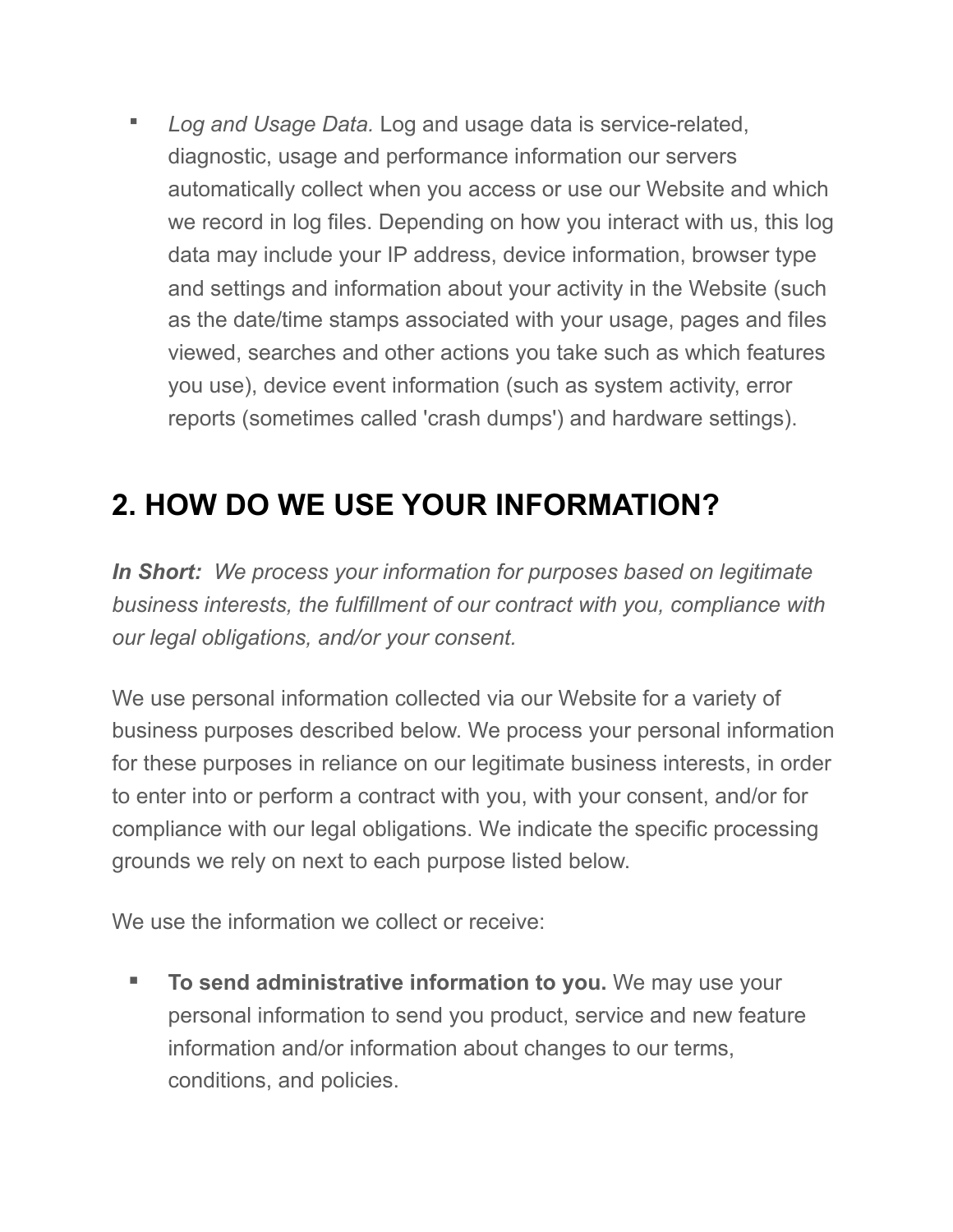- *Log and Usage Data.* Log and usage data is service-related, diagnostic, usage and performance information our servers automatically collect when you access or use our Website and which we record in log files. Depending on how you interact with us, this log data may include your IP address, device information, browser type and settings and information about your activity in the Website (such as the date/time stamps associated with your usage, pages and files viewed, searches and other actions you take such as which features you use), device event information (such as system activity, error reports (sometimes called 'crash dumps') and hardware settings).

## 2. HOW DO WE USE YOUR INFORMATION?

***In Short:*** *We process your information for purposes based on legitimate business interests, the fulfillment of our contract with you, compliance with our legal obligations, and/or your consent.*

We use personal information collected via our Website for a variety of business purposes described below. We process your personal information for these purposes in reliance on our legitimate business interests, in order to enter into or perform a contract with you, with your consent, and/or for compliance with our legal obligations. We indicate the specific processing grounds we rely on next to each purpose listed below.

We use the information we collect or receive:

- **To send administrative information to you.** We may use your personal information to send you product, service and new feature information and/or information about changes to our terms, conditions, and policies.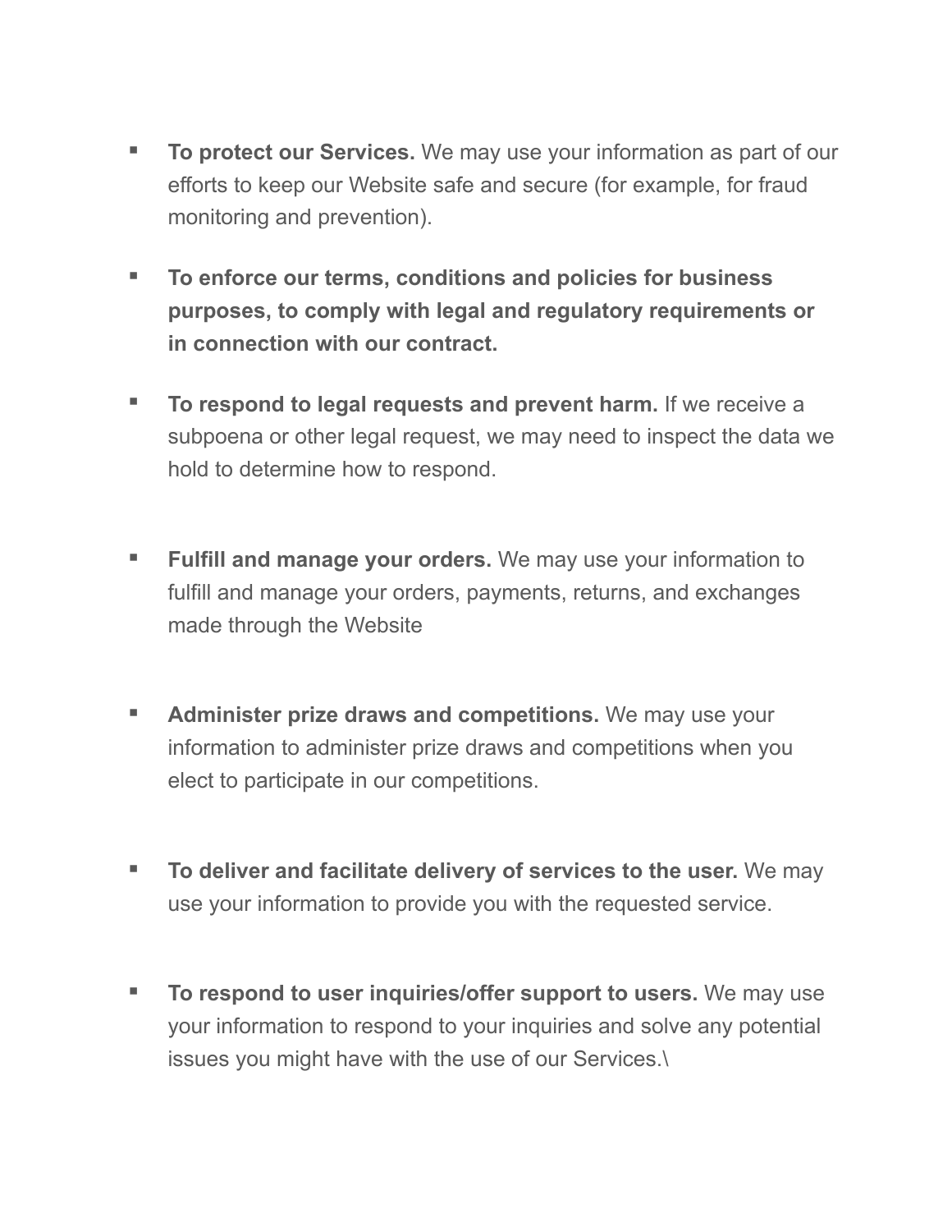- **To protect our Services.** We may use your information as part of our efforts to keep our Website safe and secure (for example, for fraud monitoring and prevention).

- **To enforce our terms, conditions and policies for business purposes, to comply with legal and regulatory requirements or in connection with our contract.**

- **To respond to legal requests and prevent harm.** If we receive a subpoena or other legal request, we may need to inspect the data we hold to determine how to respond.

- **Fulfill and manage your orders.** We may use your information to fulfill and manage your orders, payments, returns, and exchanges made through the Website

- **Administer prize draws and competitions.** We may use your information to administer prize draws and competitions when you elect to participate in our competitions.

- **To deliver and facilitate delivery of services to the user.** We may use your information to provide you with the requested service.

- **To respond to user inquiries/offer support to users.** We may use your information to respond to your inquiries and solve any potential issues you might have with the use of our Services.\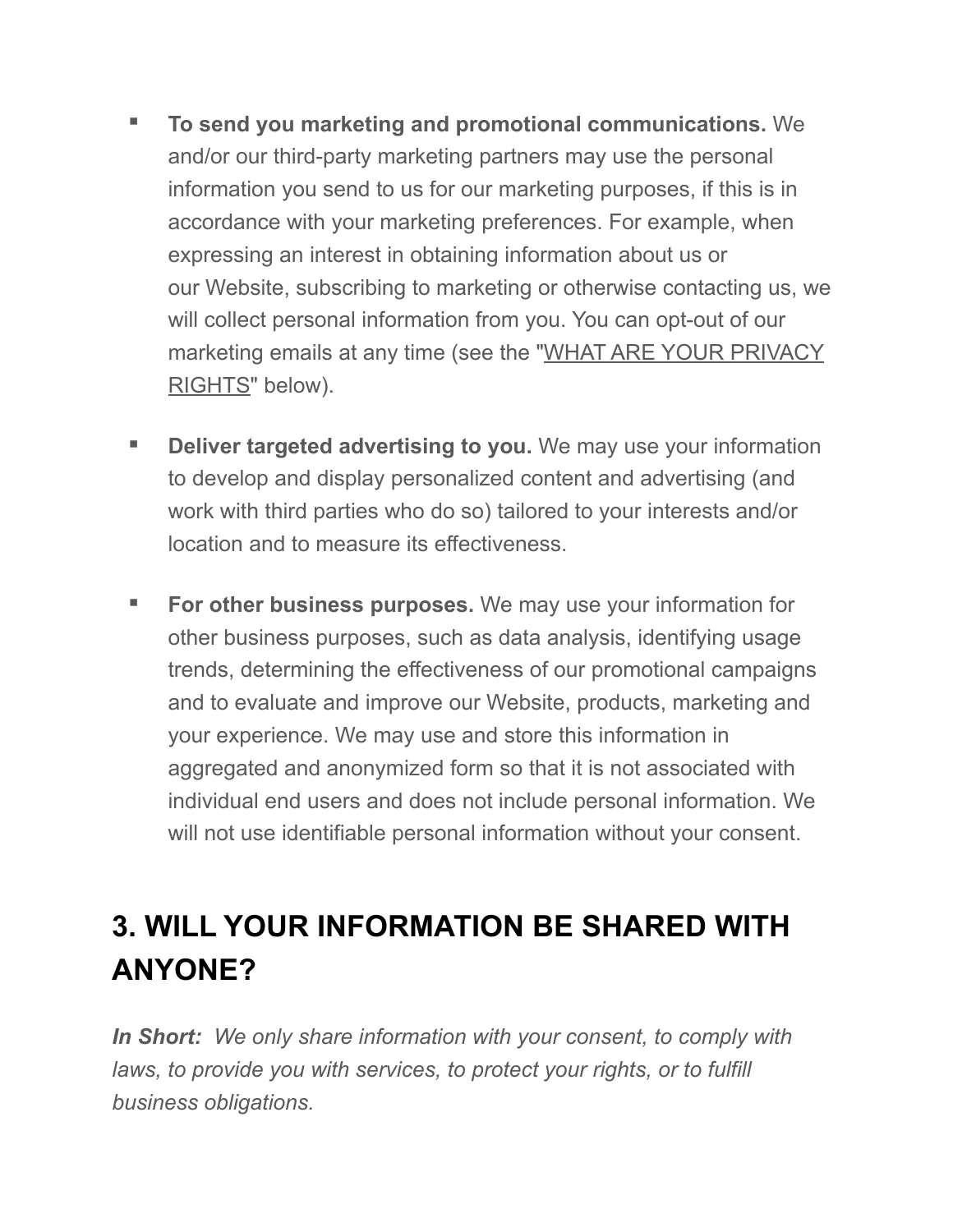- **To send you marketing and promotional communications.** We and/or our third-party marketing partners may use the personal information you send to us for our marketing purposes, if this is in accordance with your marketing preferences. For example, when expressing an interest in obtaining information about us or our Website, subscribing to marketing or otherwise contacting us, we will collect personal information from you. You can opt-out of our marketing emails at any time (see the "WHAT ARE YOUR PRIVACY RIGHTS" below).

- **Deliver targeted advertising to you.** We may use your information to develop and display personalized content and advertising (and work with third parties who do so) tailored to your interests and/or location and to measure its effectiveness.

- **For other business purposes.** We may use your information for other business purposes, such as data analysis, identifying usage trends, determining the effectiveness of our promotional campaigns and to evaluate and improve our Website, products, marketing and your experience. We may use and store this information in aggregated and anonymized form so that it is not associated with individual end users and does not include personal information. We will not use identifiable personal information without your consent.

## 3. WILL YOUR INFORMATION BE SHARED WITH ANYONE?

***In Short:*** *We only share information with your consent, to comply with laws, to provide you with services, to protect your rights, or to fulfill business obligations.*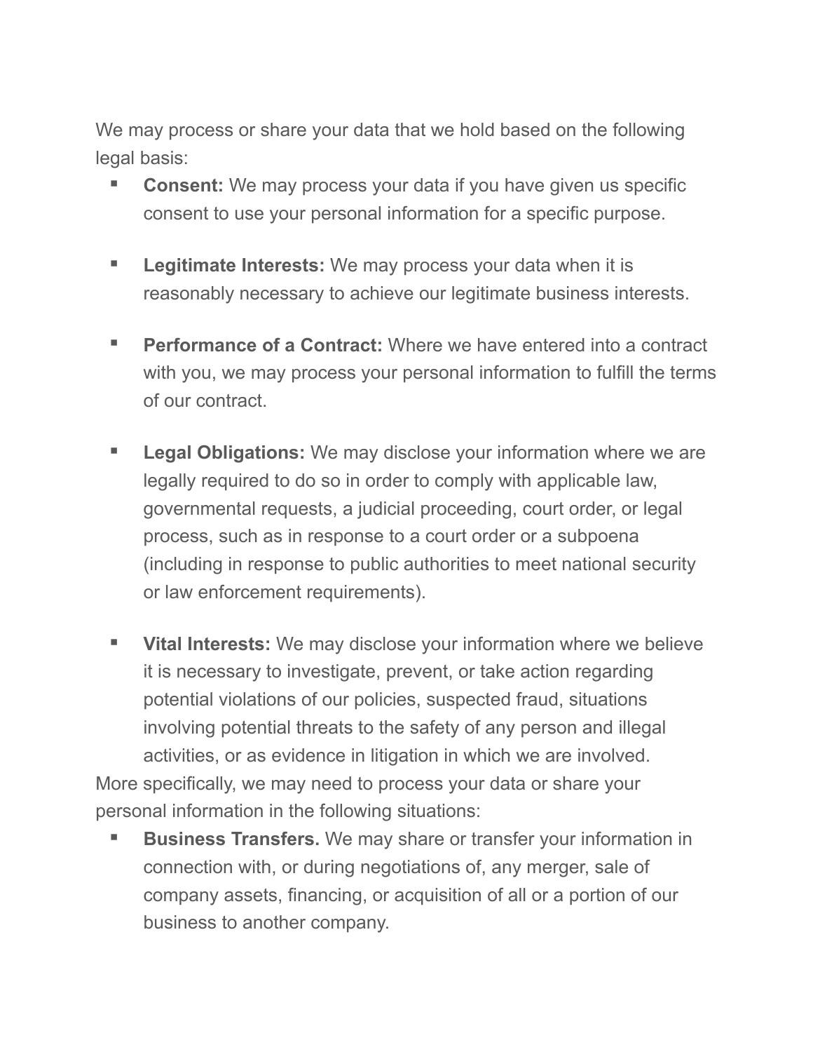We may process or share your data that we hold based on the following legal basis:

- **Consent:** We may process your data if you have given us specific consent to use your personal information for a specific purpose.

- **Legitimate Interests:** We may process your data when it is reasonably necessary to achieve our legitimate business interests.

- **Performance of a Contract:** Where we have entered into a contract with you, we may process your personal information to fulfill the terms of our contract.

- **Legal Obligations:** We may disclose your information where we are legally required to do so in order to comply with applicable law, governmental requests, a judicial proceeding, court order, or legal process, such as in response to a court order or a subpoena (including in response to public authorities to meet national security or law enforcement requirements).

- **Vital Interests:** We may disclose your information where we believe it is necessary to investigate, prevent, or take action regarding potential violations of our policies, suspected fraud, situations involving potential threats to the safety of any person and illegal activities, or as evidence in litigation in which we are involved.

More specifically, we may need to process your data or share your personal information in the following situations:

- **Business Transfers.** We may share or transfer your information in connection with, or during negotiations of, any merger, sale of company assets, financing, or acquisition of all or a portion of our business to another company.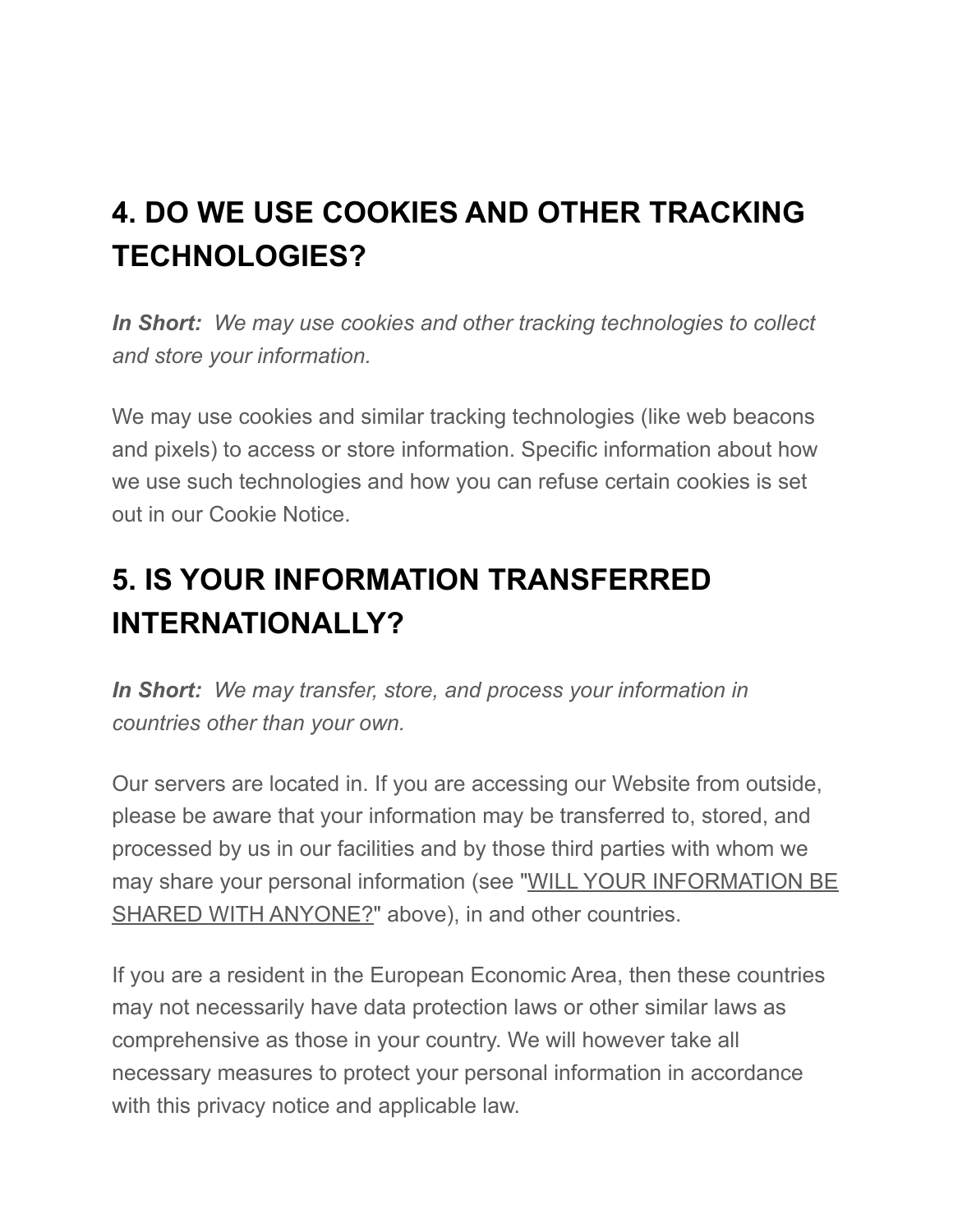## 4. DO WE USE COOKIES AND OTHER TRACKING TECHNOLOGIES?

***In Short:*** *We may use cookies and other tracking technologies to collect and store your information.*

We may use cookies and similar tracking technologies (like web beacons and pixels) to access or store information. Specific information about how we use such technologies and how you can refuse certain cookies is set out in our Cookie Notice.

## 5. IS YOUR INFORMATION TRANSFERRED INTERNATIONALLY?

***In Short:*** *We may transfer, store, and process your information in countries other than your own.*

Our servers are located in. If you are accessing our Website from outside, please be aware that your information may be transferred to, stored, and processed by us in our facilities and by those third parties with whom we may share your personal information (see "WILL YOUR INFORMATION BE SHARED WITH ANYONE?" above), in and other countries.

If you are a resident in the European Economic Area, then these countries may not necessarily have data protection laws or other similar laws as comprehensive as those in your country. We will however take all necessary measures to protect your personal information in accordance with this privacy notice and applicable law.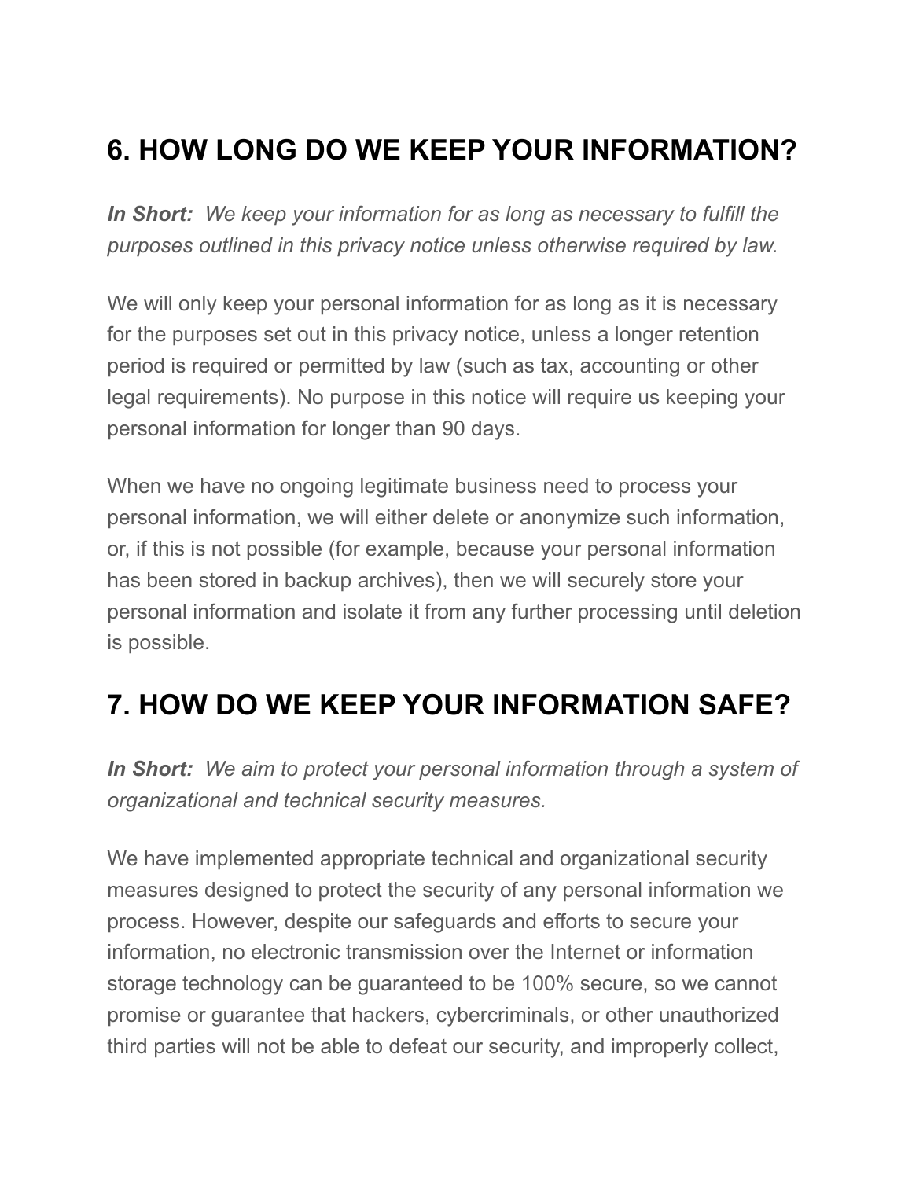## 6. HOW LONG DO WE KEEP YOUR INFORMATION?

***In Short:*** *We keep your information for as long as necessary to fulfill the purposes outlined in this privacy notice unless otherwise required by law.*

We will only keep your personal information for as long as it is necessary for the purposes set out in this privacy notice, unless a longer retention period is required or permitted by law (such as tax, accounting or other legal requirements). No purpose in this notice will require us keeping your personal information for longer than 90 days.

When we have no ongoing legitimate business need to process your personal information, we will either delete or anonymize such information, or, if this is not possible (for example, because your personal information has been stored in backup archives), then we will securely store your personal information and isolate it from any further processing until deletion is possible.

## 7. HOW DO WE KEEP YOUR INFORMATION SAFE?

***In Short:*** *We aim to protect your personal information through a system of organizational and technical security measures.*

We have implemented appropriate technical and organizational security measures designed to protect the security of any personal information we process. However, despite our safeguards and efforts to secure your information, no electronic transmission over the Internet or information storage technology can be guaranteed to be 100% secure, so we cannot promise or guarantee that hackers, cybercriminals, or other unauthorized third parties will not be able to defeat our security, and improperly collect,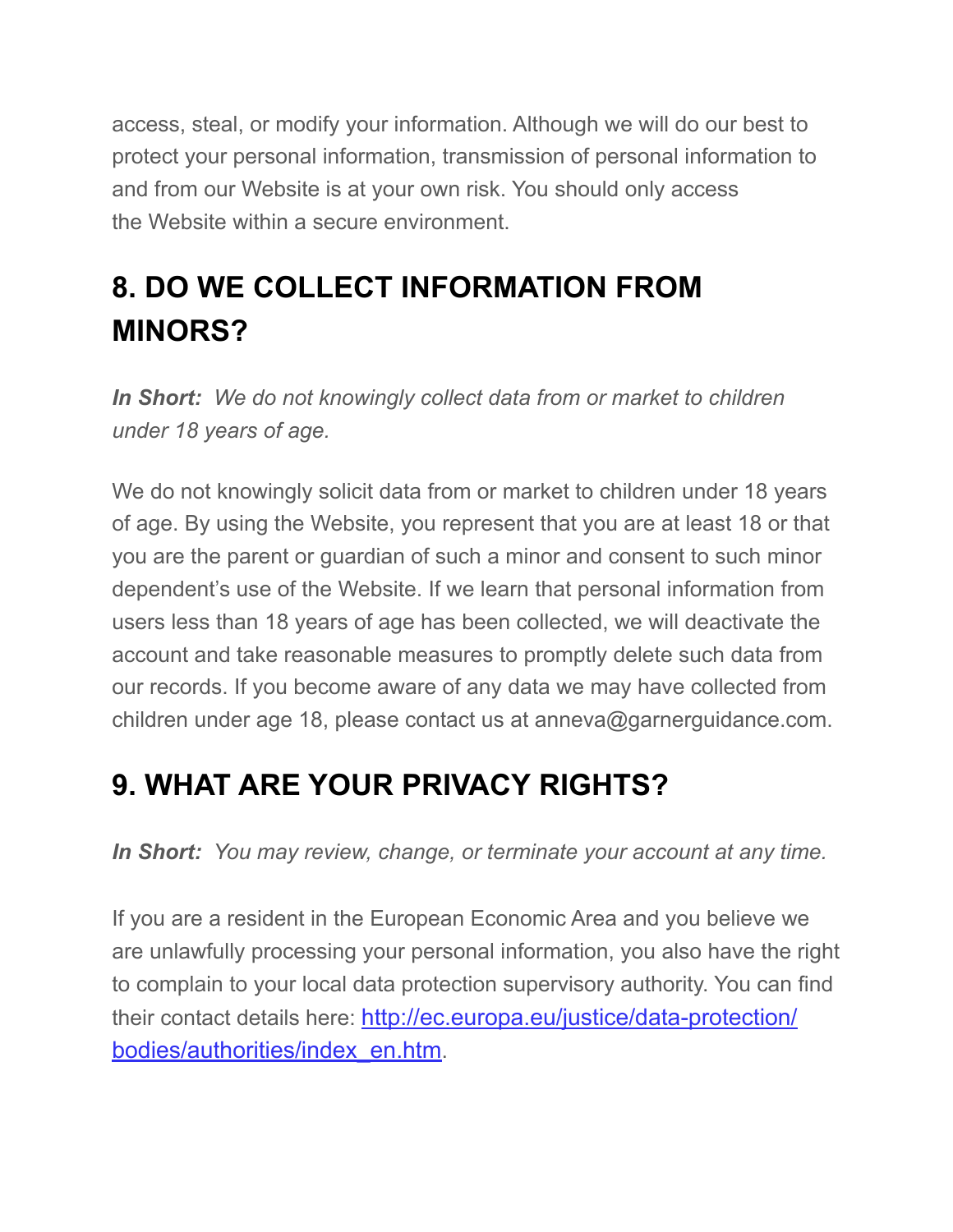access, steal, or modify your information. Although we will do our best to protect your personal information, transmission of personal information to and from our Website is at your own risk. You should only access the Website within a secure environment.

## 8. DO WE COLLECT INFORMATION FROM MINORS?

***In Short:*** *We do not knowingly collect data from or market to children under 18 years of age.*

We do not knowingly solicit data from or market to children under 18 years of age. By using the Website, you represent that you are at least 18 or that you are the parent or guardian of such a minor and consent to such minor dependent's use of the Website. If we learn that personal information from users less than 18 years of age has been collected, we will deactivate the account and take reasonable measures to promptly delete such data from our records. If you become aware of any data we may have collected from children under age 18, please contact us at anneva@garnerguidance.com.

## 9. WHAT ARE YOUR PRIVACY RIGHTS?

***In Short:*** *You may review, change, or terminate your account at any time.*

If you are a resident in the European Economic Area and you believe we are unlawfully processing your personal information, you also have the right to complain to your local data protection supervisory authority. You can find their contact details here: [http://ec.europa.eu/justice/data-protection/bodies/authorities/index_en.htm](http://ec.europa.eu/justice/data-protection/bodies/authorities/index_en.htm).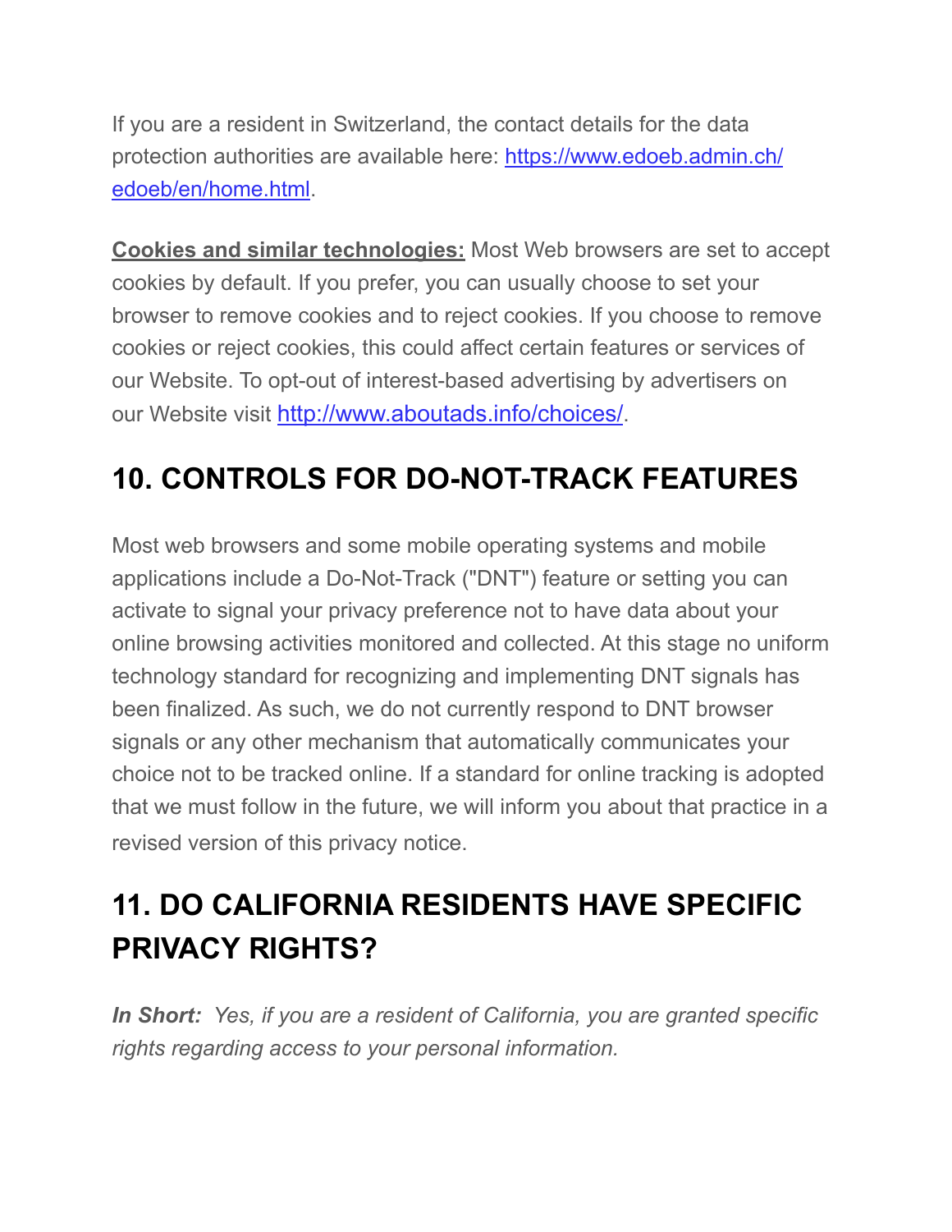If you are a resident in Switzerland, the contact details for the data protection authorities are available here: [https://www.edoeb.admin.ch/edoeb/en/home.html](https://www.edoeb.admin.ch/edoeb/en/home.html).

**Cookies and similar technologies:** Most Web browsers are set to accept cookies by default. If you prefer, you can usually choose to set your browser to remove cookies and to reject cookies. If you choose to remove cookies or reject cookies, this could affect certain features or services of our Website. To opt-out of interest-based advertising by advertisers on our Website visit [http://www.aboutads.info/choices/](http://www.aboutads.info/choices/).

## 10. CONTROLS FOR DO-NOT-TRACK FEATURES

Most web browsers and some mobile operating systems and mobile applications include a Do-Not-Track ("DNT") feature or setting you can activate to signal your privacy preference not to have data about your online browsing activities monitored and collected. At this stage no uniform technology standard for recognizing and implementing DNT signals has been finalized. As such, we do not currently respond to DNT browser signals or any other mechanism that automatically communicates your choice not to be tracked online. If a standard for online tracking is adopted that we must follow in the future, we will inform you about that practice in a revised version of this privacy notice.

## 11. DO CALIFORNIA RESIDENTS HAVE SPECIFIC PRIVACY RIGHTS?

***In Short:*** *Yes, if you are a resident of California, you are granted specific rights regarding access to your personal information.*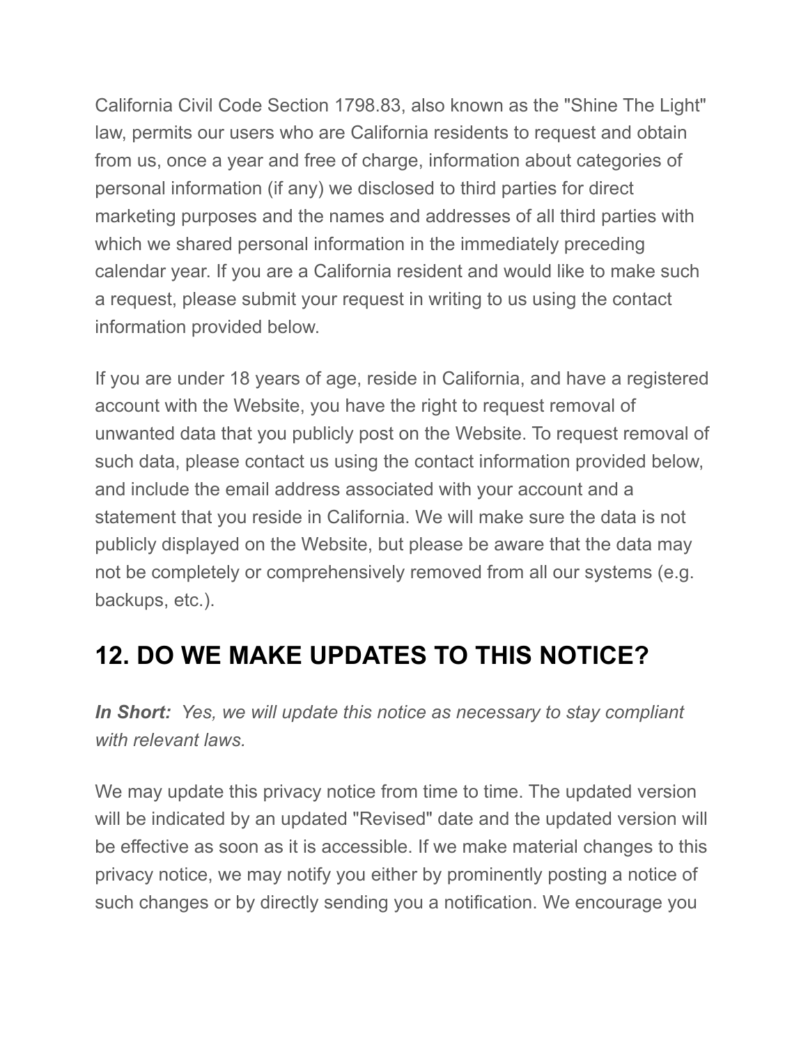California Civil Code Section 1798.83, also known as the "Shine The Light" law, permits our users who are California residents to request and obtain from us, once a year and free of charge, information about categories of personal information (if any) we disclosed to third parties for direct marketing purposes and the names and addresses of all third parties with which we shared personal information in the immediately preceding calendar year. If you are a California resident and would like to make such a request, please submit your request in writing to us using the contact information provided below.

If you are under 18 years of age, reside in California, and have a registered account with the Website, you have the right to request removal of unwanted data that you publicly post on the Website. To request removal of such data, please contact us using the contact information provided below, and include the email address associated with your account and a statement that you reside in California. We will make sure the data is not publicly displayed on the Website, but please be aware that the data may not be completely or comprehensively removed from all our systems (e.g. backups, etc.).

## 12. DO WE MAKE UPDATES TO THIS NOTICE?

***In Short:*** *Yes, we will update this notice as necessary to stay compliant with relevant laws.*

We may update this privacy notice from time to time. The updated version will be indicated by an updated "Revised" date and the updated version will be effective as soon as it is accessible. If we make material changes to this privacy notice, we may notify you either by prominently posting a notice of such changes or by directly sending you a notification. We encourage you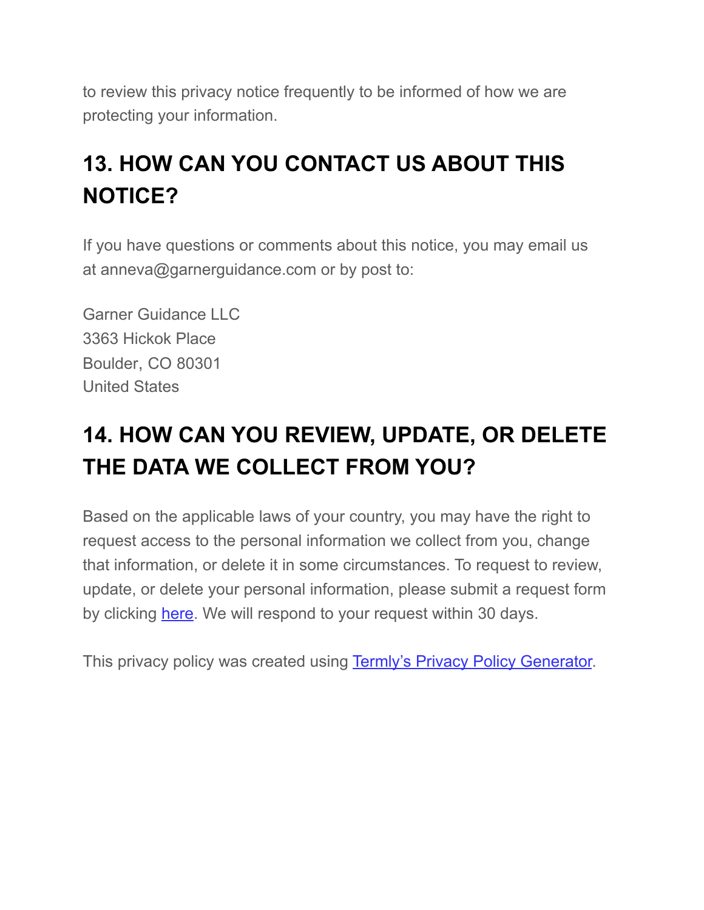to review this privacy notice frequently to be informed of how we are protecting your information.

## 13. HOW CAN YOU CONTACT US ABOUT THIS NOTICE?

If you have questions or comments about this notice, you may email us at anneva@garnerguidance.com or by post to:

Garner Guidance LLC
3363 Hickok Place
Boulder, CO 80301
United States

## 14. HOW CAN YOU REVIEW, UPDATE, OR DELETE THE DATA WE COLLECT FROM YOU?

Based on the applicable laws of your country, you may have the right to request access to the personal information we collect from you, change that information, or delete it in some circumstances. To request to review, update, or delete your personal information, please submit a request form by clicking here. We will respond to your request within 30 days.

This privacy policy was created using Termly's Privacy Policy Generator.